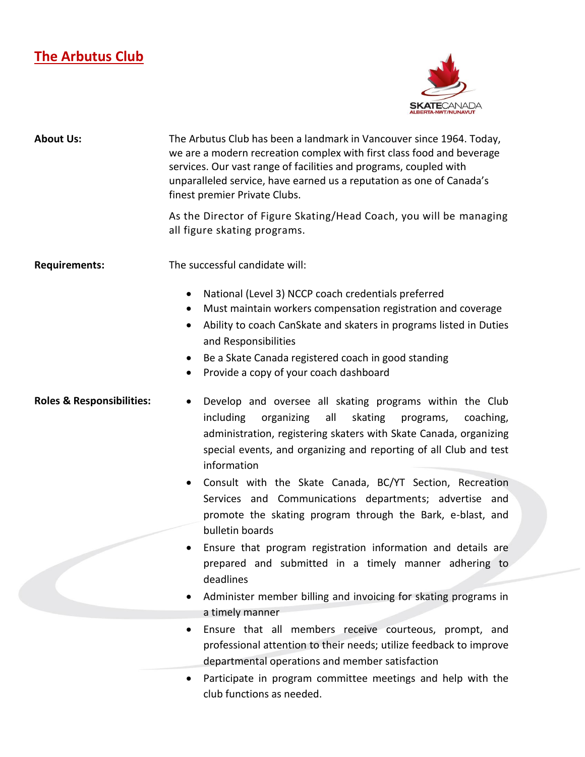# The Arbutus Club

**About Us:**

The Arbutus Club has been a landmark in Vancouver since 1964. Today, we are a modern recreation complex with first class food and beverage services. Our vast range of facilities and programs, coupled with unparalleled service, have earned us a reputation as one of Canada's finest premier Private Clubs.

As the Director of Figure Skating/Head Coach, you will be managing all figure skating programs.

**Requirements:**

The successful candidate will:

- National (Level 3) NCCP coach credentials preferred
- Must maintain workers compensation registration and coverage
- Ability to coach CanSkate and skaters in programs listed in Duties and Responsibilities
- Be a Skate Canada registered coach in good standing
- Provide a copy of your coach dashboard

**Roles & Responsibilities:**

- Develop and oversee all skating programs within the Club including organizing all skating programs, coaching, administration, registering skaters with Skate Canada, organizing special events, and organizing and reporting of all Club and test information
- Consult with the Skate Canada, BC/YT Section, Recreation Services and Communications departments; advertise and promote the skating program through the Bark, e-blast, and bulletin boards
- Ensure that program registration information and details are prepared and submitted in a timely manner adhering to deadlines
- Administer member billing and invoicing for skating programs in a timely manner
- Ensure that all members receive courteous, prompt, and professional attention to their needs; utilize feedback to improve departmental operations and member satisfaction
- Participate in program committee meetings and help with the club functions as needed.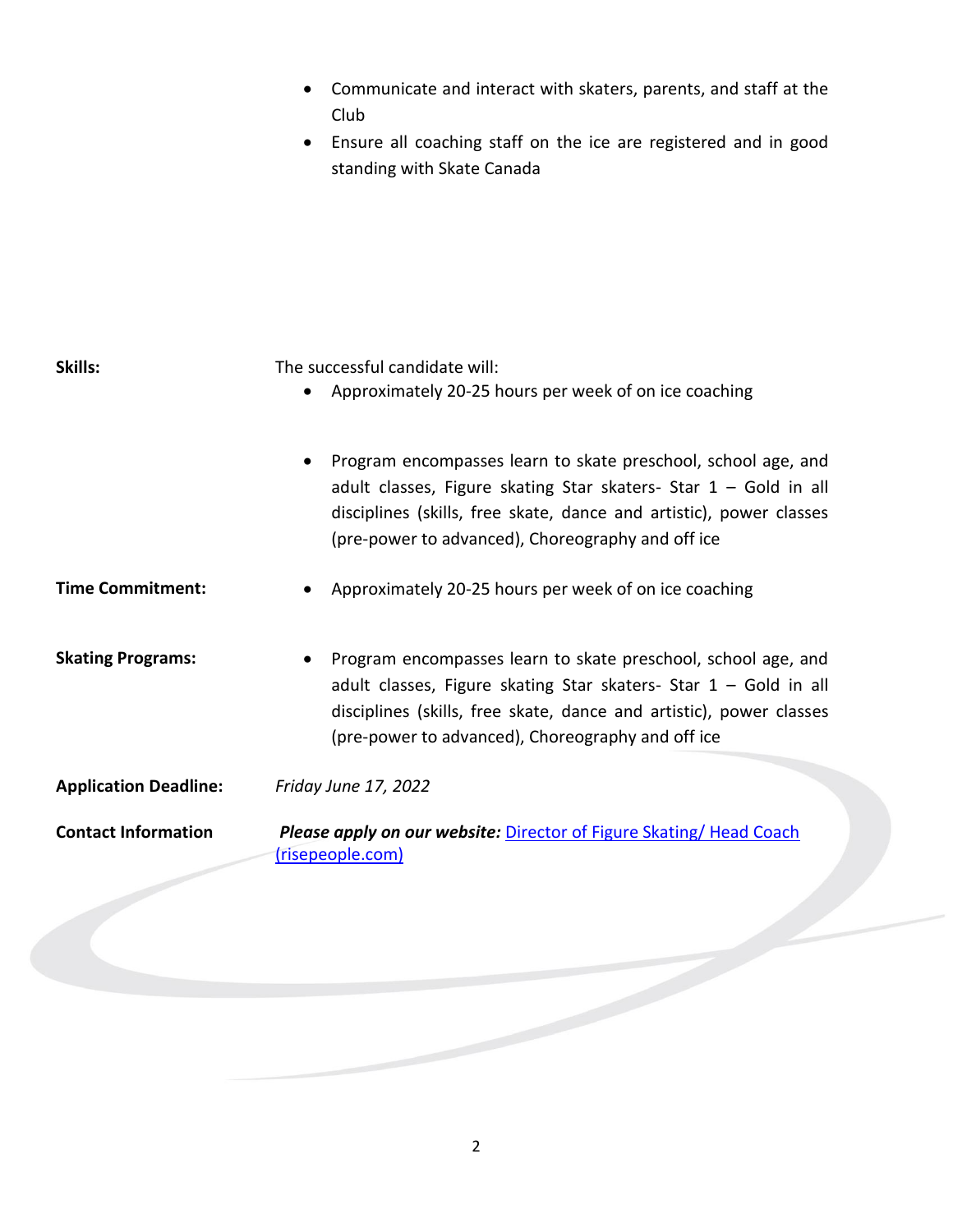- Communicate and interact with skaters, parents, and staff at the Club
- Ensure all coaching staff on the ice are registered and in good standing with Skate Canada

**Skills:**

The successful candidate will:

- Approximately 20-25 hours per week of on ice coaching

- Program encompasses learn to skate preschool, school age, and adult classes, Figure skating Star skaters- Star 1 – Gold in all disciplines (skills, free skate, dance and artistic), power classes (pre-power to advanced), Choreography and off ice

**Time Commitment:**

- Approximately 20-25 hours per week of on ice coaching

**Skating Programs:**

- Program encompasses learn to skate preschool, school age, and adult classes, Figure skating Star skaters- Star 1 – Gold in all disciplines (skills, free skate, dance and artistic), power classes (pre-power to advanced), Choreography and off ice

**Application Deadline:** *Friday June 17, 2022*

**Contact Information** ***Please apply on our website:*** Director of Figure Skating/ Head Coach (risepeople.com)